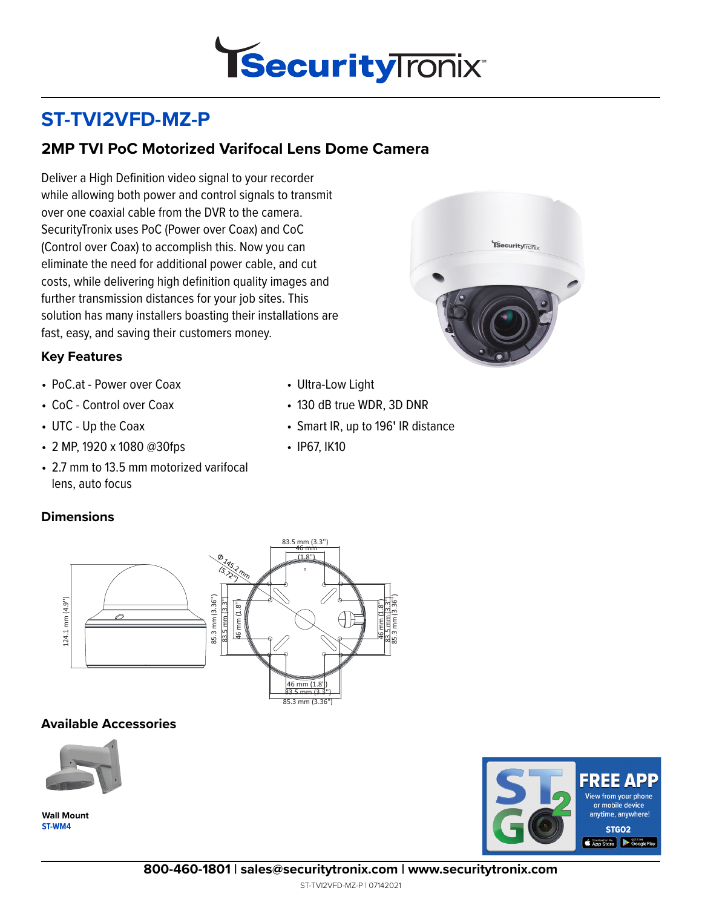# ST-TVI2VFD-MZ-P

## 2MP TVI PoC Motorized Varifocal Lens Dome Camera

Deliver a High Definition video signal to your recorder while allowing both power and control signals to transmit over one coaxial cable from the DVR to the camera. SecurityTronix uses PoC (Power over Coax) and CoC (Control over Coax) to accomplish this. Now you can eliminate the need for additional power cable, and cut costs, while delivering high definition quality images and further transmission distances for your job sites. This solution has many installers boasting their installations are fast, easy, and saving their customers money.

### Key Features

- PoC.at - Power over Coax
- CoC - Control over Coax
- UTC - Up the Coax
- 2 MP, 1920 x 1080 @30fps
- 2.7 mm to 13.5 mm motorized varifocal lens, auto focus
- Ultra-Low Light
- 130 dB true WDR, 3D DNR
- Smart IR, up to 196' IR distance
- IP67, IK10

### Dimensions

124.1 mm (4.9")

Ø 145.2 mm (5.72")

83.5 mm (3.3")

46 mm (1.8")

85.3 mm (3.36")

### Available Accessories

**Wall Mount**
ST-WM4

**FREE APP**
View from your phone or mobile device anytime, anywhere!
STGO2

800-460-1801 | sales@securitytronix.com | www.securitytronix.com

ST-TVI2VFD-MZ-P | 07142021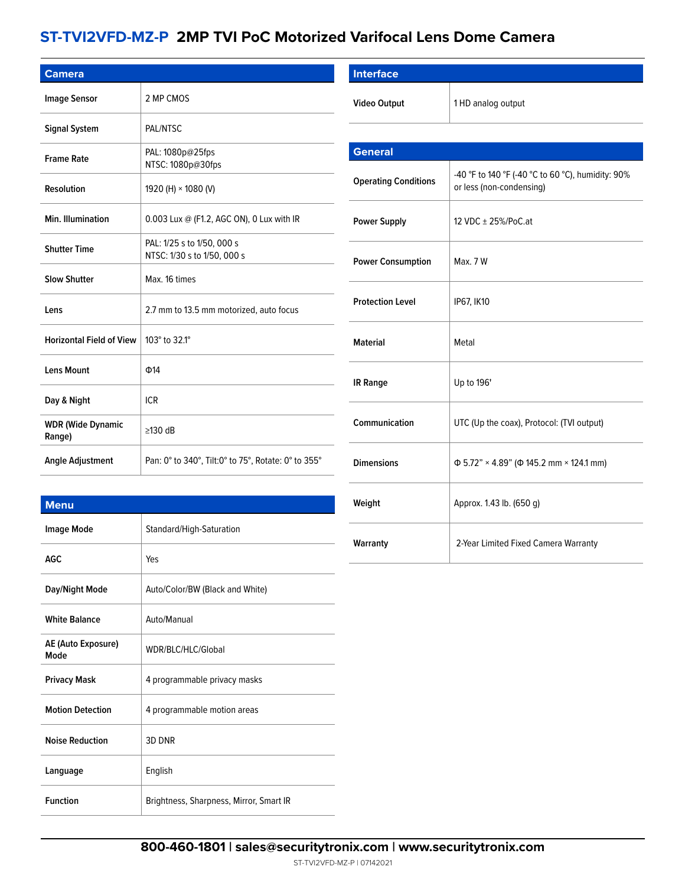# ST-TVI2VFD-MZ-P 2MP TVI PoC Motorized Varifocal Lens Dome Camera

| Camera | |
|---|---|
| Image Sensor | 2 MP CMOS |
| Signal System | PAL/NTSC |
| Frame Rate | PAL: 1080p@25fps<br>NTSC: 1080p@30fps |
| Resolution | 1920 (H) × 1080 (V) |
| Min. Illumination | 0.003 Lux @ (F1.2, AGC ON), 0 Lux with IR |
| Shutter Time | PAL: 1/25 s to 1/50, 000 s<br>NTSC: 1/30 s to 1/50, 000 s |
| Slow Shutter | Max. 16 times |
| Lens | 2.7 mm to 13.5 mm motorized, auto focus |
| Horizontal Field of View | 103° to 32.1° |
| Lens Mount | Φ14 |
| Day & Night | ICR |
| WDR (Wide Dynamic Range) | ≥130 dB |
| Angle Adjustment | Pan: 0° to 340°, Tilt:0° to 75°, Rotate: 0° to 355° |

| Menu | |
|---|---|
| Image Mode | Standard/High-Saturation |
| AGC | Yes |
| Day/Night Mode | Auto/Color/BW (Black and White) |
| White Balance | Auto/Manual |
| AE (Auto Exposure) Mode | WDR/BLC/HLC/Global |
| Privacy Mask | 4 programmable privacy masks |
| Motion Detection | 4 programmable motion areas |
| Noise Reduction | 3D DNR |
| Language | English |
| Function | Brightness, Sharpness, Mirror, Smart IR |

| Interface | |
|---|---|
| Video Output | 1 HD analog output |

| General | |
|---|---|
| Operating Conditions | -40 °F to 140 °F (-40 °C to 60 °C), humidity: 90% or less (non-condensing) |
| Power Supply | 12 VDC ± 25%/PoC.at |
| Power Consumption | Max. 7 W |
| Protection Level | IP67, IK10 |
| Material | Metal |
| IR Range | Up to 196' |
| Communication | UTC (Up the coax), Protocol: (TVI output) |
| Dimensions | Φ 5.72" × 4.89" (Φ 145.2 mm × 124.1 mm) |
| Weight | Approx. 1.43 lb. (650 g) |
| Warranty | 2-Year Limited Fixed Camera Warranty |

**800-460-1801 | sales@securitytronix.com | www.securitytronix.com**

ST-TVI2VFD-MZ-P | 07142021